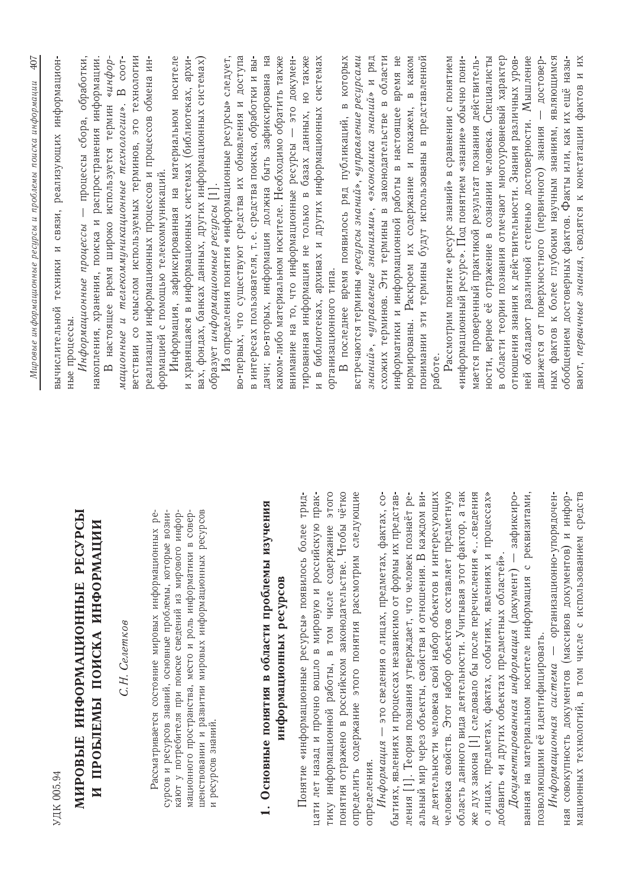УДК 005.94

# МИРОВЫЕ ИНФОРМАЦИОННЫЕ РЕСУРСЫ И ПРОБЛЕМЫ ПОИСКА ИНФОРМАЦИИ

*С.Н. Селетков*

Рассматривается состояние мировых информационных ресурсов и ресурсов знаний, основные проблемы, которые возникают у потребителя при поиске сведений из мирового информационного пространства, место и роль информатики в совершенствовании и развитии мировых информационных ресурсов и ресурсов знаний.

## 1. Основные понятия в области проблемы изучения информационных ресурсов

Понятие «информационные ресурсы» появилось более тридцати лет назад и прочно вошло в мировую и российскую практику информационной работы, в том числе содержание этого понятия отражено в российском законодательстве. Чтобы чётко определить содержание этого понятия рассмотрим следующие определения.

*Информация* — это сведения о лицах, предметах, фактах, событиях, явлениях и процессах независимо от формы их представления [1]. Теория познания утверждает, что человек познаёт реальный мир через объекты, свойства и отношения. В каждом виде деятельности человека свой набор объектов и интересующих человека свойств. Этот набор объектов составляет предметную область данного вида деятельности. Учитывая этот фактор, а так же дух закона [1] следовало бы после перечисления «...сведения о лицах, предметах, фактах, событиях, явлениях и процессах» добавить «и других объектах предметных областей».

*Документированная информация* (документ) — зафиксированная на материальном носителе информация с реквизитами, позволяющими её идентифицировать.

*Информационная система* — организационно-упорядоченная совокупность документов (массивов документов) и информационных технологий, в том числе с использованием средств вычислительной техники и связи, реализующих информационные процессы.

*Информационные процессы* — процессы сбора, обработки, накопления, хранения, поиска и распространения информации.

В настоящее время широко используется термин «*информационные и телекоммуникационные технологии*». В соответствии со смыслом используемых терминов, это технологии реализации информационных процессов и процессов обмена информацией с помощью телекоммуникаций.

Информация, зафиксированная на материальном носителе и хранящаяся в информационных системах (библиотеках, архивах, фондах, банках данных, других информационных системах) образует *информационные ресурсы* [1].

Из определения понятия «информационные ресурсы» следует, во-первых, что существуют средства их обновления и доступа в интересах пользователя, т. е. средства поиска, обработки и выдачи; во-вторых, информация должна быть зафиксирована на каком-либо материальном носителе. Необходимо обратить также внимание на то, что информационные ресурсы — это документированная информация не только в базах данных, но также и в библиотеках, архивах и других информационных системах организационного типа.

В последнее время появилось ряд публикаций, в которых встречаются термины «*ресурсы знаний*», «*управление ресурсами знаний*», «*управление знаниями*», «*экономика знаний*» и ряд схожих терминов. Эти термины в законодательстве в области информатики и информационной работы в настоящее время не нормированы. Раскроем их содержание и покажем, в каком понимании эти термины будут использованы в представленной работе.

Рассмотрим понятие «ресурс знаний» в сравнении с понятием «информационный ресурс». Под понятием «знание» обычно понимается проверенный практикой результат познания действительности, верное её отражение в сознании человека. Специалисты в области теории познания отмечают многоуровневый характер отношения знания к действительности. Знания различных уровней обладают различной степенью достоверности. Мышление движется от поверхностного (первичного) знания — достоверных фактов к более глубоким научным знаниям, являющимся обобщением достоверных фактов. Факты или, как их ещё называют, *первичные знания*, сводятся к констатации фактов и их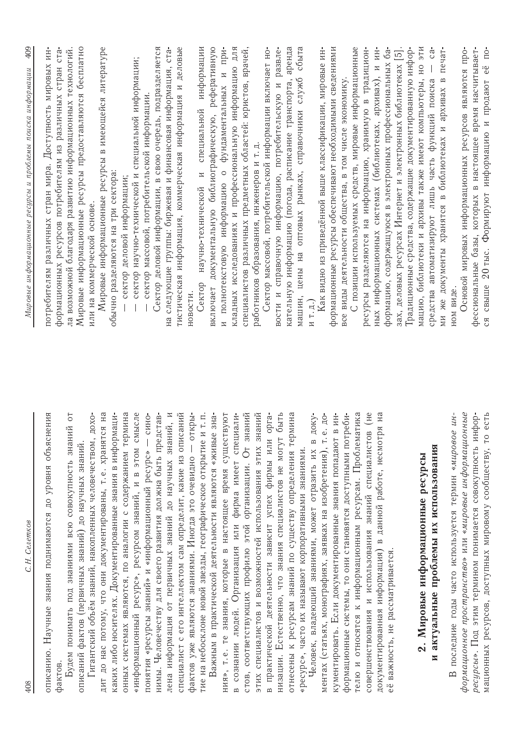описанию. Научные знания поднимаются до уровня объяснения фактов.

Будем понимать под знаниями всю совокупность знаний от описаний фактов (первичных знаний) до научных знаний.

Гигантский объём знаний, накопленных человечеством, доходит до нас потому, что они документированы, т. е. хранятся на каких либо носителях. Документированные знания в информационных системах являются, по аналогии с содержанием термина «информационный ресурс», ресурсом знаний, и в этом смысле понятия «ресурсы знаний» и «информационный ресурс» — синонимы. Человечеству для своего развития должна быть представлена информация от первичных знаний до научных знаний, и специалист с его интеллектом сам определит, какие из описаний фактов уже являются знаниями. Иногда это очевидно — открытие на небосклоне новой звезды, географическое открытие и т. п.

Важным в практической деятельности являются «живые знания», т. е. те знания, которые в настоящее время существуют в сознании людей. Организация или фирма имеет специалистов, соответствующих профилю этой организации. От знаний этих специалистов и возможностей использования этих знаний в практической деятельности зависит успех фирмы или организации. Естественно, что знания специалистов не могут быть отнесены к ресурсам знаний по существу определения термина «ресурс», часто их называют корпоративными знаниями.

Человек, владеющий знаниями, может отразить их в документах (статьях, монографиях, заявках на изобретения), т. е. документировать. Если документированные знания попадают в информационные системы, то они становятся доступными потребителю и относятся к информационным ресурсам. Проблематика совершенствования и использования знаний специалистов (не документированная информация) в данной работе, несмотря на её важность, не рассматривается.

## 2. Мировые информационные ресурсы и актуальные проблемы их использования

В последние годы часто используется термин «*мировое информационное пространство*» или «*мировые информационные ресурсы*». Под этим термином понимается совокупность информационных ресурсов, доступных мировому сообществу, то есть потребителям различных стран мира. Доступность мировых информационных ресурсов потребителям из различных стран стала возможной благодаря развитию информационных технологий. Мировые информационные ресурсы предоставляются бесплатно или на коммерческой основе.

Мировые информационные ресурсы в имеющейся литературе обычно разделяются на три сектора:

— сектор деловой информации;

— сектор научно-технической и специальной информации;

— сектор массовой, потребительской информации.

Сектор деловой информации, в свою очередь, подразделяется на следующие группы: биржевая и финансовая информация, статистическая информация, коммерческая информация и деловые новости.

Сектор научно-технической и специальной информации включает документальную библиографическую, реферативную и полнотекстовую информацию о фундаментальных и прикладных исследованиях и профессиональную информацию для специалистов различных предметных областей: юристов, врачей, работников образования, инженеров и т. д.

Сектор массовой, потребительской информации включает новости и справочную информацию, потребительскую и развлекательную информацию (погода, расписание транспорта, аренда машин, цены на оптовых рынках, справочники служб сбыта и т. д.)

Как видно из приведённой выше классификации, мировые информационные ресурсы обеспечивают необходимыми сведениями все виды деятельности общества, в том числе экономику.

С позиции используемых средств, мировые информационные ресурсы разделяются на информацию, хранимую в традиционных информационных системах (библиотеках, архивах), и информацию, содержащуюся в электронных профессиональных базах, деловых ресурсах Интернет и электронных библиотеках [5]. Традиционные средства, содержащие документированную информацию, библиотеки и архивы также имеют компьютеры, но эти средства автоматизируют лишь часть функций поиска — сами же документы хранятся в библиотеках и архивах в печатном виде.

Основой мировых информационных ресурсов являются профессиональные базы, которых в настоящее время насчитывается свыше 20 тыс. Формируют информацию и продают её по-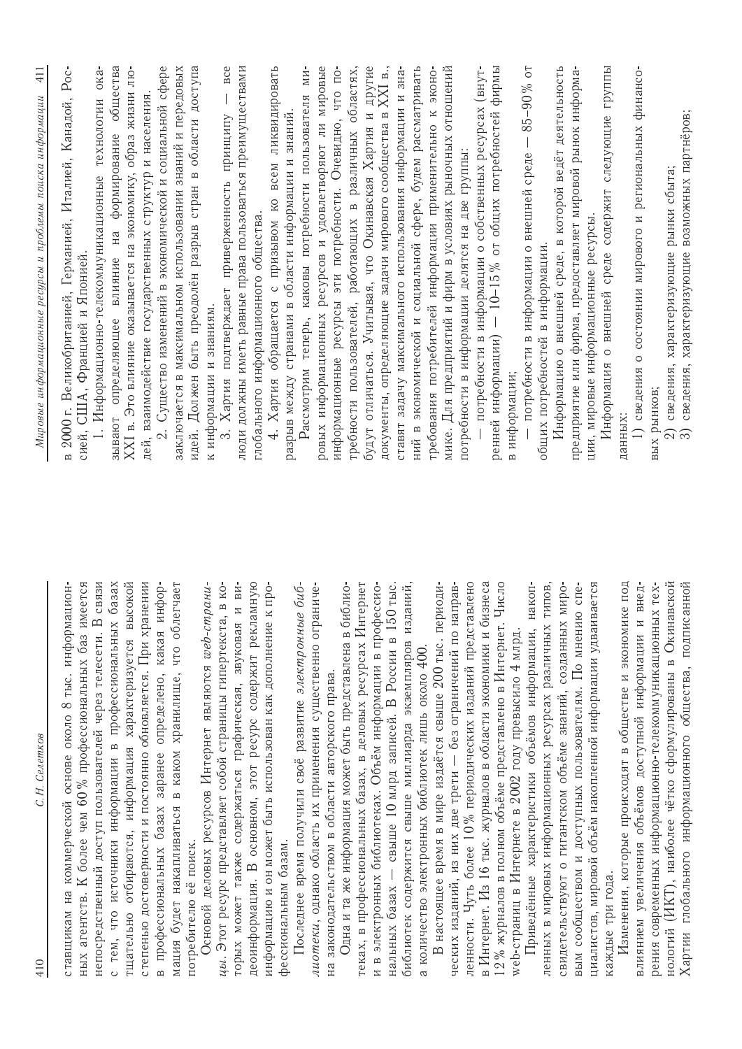ставщикам на коммерческой основе около 8 тыс. информационных агентств. К более чем 60% профессиональных баз имеется непосредственный доступ пользователей через телесети. В связи с тем, что источники информации в профессиональных базах тщательно отбираются, информация характеризуется высокой степенью достоверности и постоянно обновляется. При хранении в профессиональных базах заранее определено, какая информация будет накапливаться в каком хранилище, что облегчает потребителю её поиск.

Основой деловых ресурсов Интернет являются *web-страницы*. Этот ресурс представляет собой страницы гипертекста, в которых может также содержаться графическая, звуковая и видеоинформация. В основном, этот ресурс содержит рекламную информацию и он может быть использован как дополнение к профессиональным базам.

Последнее время получили своё развитие *электронные библиотеки*, однако область их применения существенно ограничена законодательством в области авторского права.

Одна и та же информация может быть представлена в библиотеках, в профессиональных базах, в деловых ресурсах Интернет и в электронных библиотеках. Объём информации в профессиональных базах — свыше 10 млрд записей. В России в 150 тыс. библиотек содержится свыше миллиарда экземпляров изданий, а количество электронных библиотек лишь около 400.

В настоящее время в мире издаётся свыше 200 тыс. периодических изданий, из них две трети — без ограничений по направленности. Чуть более 10% периодических изданий представлено в Интернет. Из 16 тыс. журналов в области экономики и бизнеса 12% журналов в полном объёме представлено в Интернет. Число web-страниц в Интернете в 2002 году превысило 4 млрд.

Приведённые характеристики объёмов информации, накопленных в мировых информационных ресурсах различных типов, свидетельствуют о гигантском объёме знаний, созданных мировым сообществом и доступных пользователям. По мнению специалистов, мировой объём накопленной информации удваивается каждые три года.

Изменения, которые происходят в обществе и экономике под влиянием увеличения объёмов доступной информации и внедрения современных информационно-телекоммуникационных технологий (ИКТ), наиболее чётко сформулированы в Окинавской Хартии глобального информационного общества, подписанной в 2000 г. Великобританией, Германией, Италией, Канадой, Россией, США, Францией и Японией.

1. Информационно-телекоммуникационные технологии оказывают определяющее влияние на формирование общества XXI в. Это влияние оказывается на экономику, образ жизни людей, взаимодействие государственных структур и населения.

2. Существо изменений в экономической и социальной сфере заключается в максимальном использовании знаний и передовых идей. Должен быть преодолён разрыв стран в области доступа к информации и знаниям.

3. Хартия подтверждает приверженность принципу — все люди должны иметь равные права пользоваться преимуществами глобального информационного общества.

4. Хартия обращается с призывом ко всем ликвидировать разрыв между странами в области информации и знаний.

Рассмотрим теперь, каковы потребности пользователя мировых информационных ресурсов и удовлетворяют ли мировые информационные ресурсы эти потребности. Очевидно, что потребности пользователей, работающих в различных областях, будут отличаться. Учитывая, что Окинавская Хартия и другие документы, определяющие задачи мирового сообщества в XXI в., ставят задачу максимального использования информации и знаний в экономической и социальной сфере, будем рассматривать требования потребителей информации применительно к экономике. Для предприятий и фирм в условиях рыночных отношений потребности в информации делятся на две группы:

— потребности в информации о собственных ресурсах (внутренней информации) — 10–15% от общих потребностей фирмы в информации;

— потребности в информации о внешней среде — 85–90% от общих потребностей в информации.

Информацию о внешней среде, в которой ведёт деятельность предприятие или фирма, предоставляет мировой рынок информации, мировые информационные ресурсы.

Информация о внешней среде содержит следующие группы данных:

1) сведения о состоянии мирового и региональных финансовых рынков;
2) сведения, характеризующие рынки сбыта;
3) сведения, характеризующие возможных партнёров;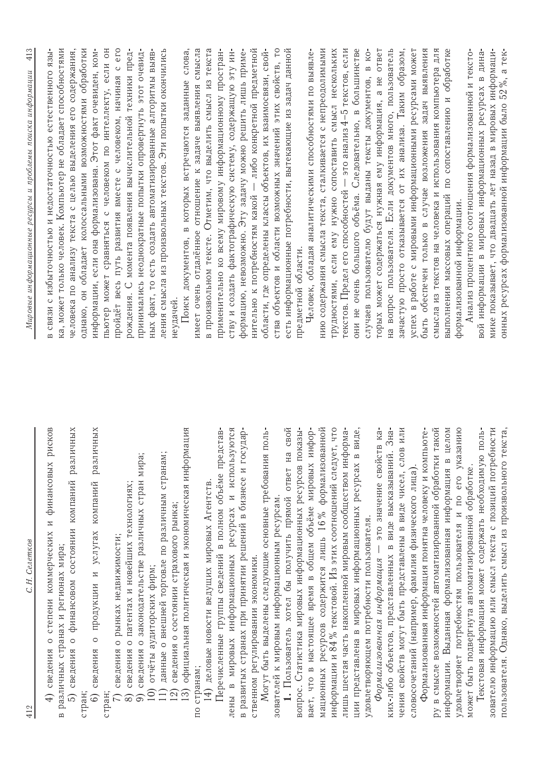4) сведения о степени коммерческих и финансовых рисков в различных странах и регионах мира;

5) сведения о финансовом состоянии компаний различных стран;

6) сведения о продукции и услугах компаний различных стран;

7) сведения о рынках недвижимости;

8) сведения о патентах и новейших технологиях;

9) сведения о законодательстве различных стран мира;

10) отчёты аудиторских фирм;

11) данные о внешней торговле по различным странам;

12) сведения о состоянии страхового рынка;

13) официальная политическая и экономическая информация по странам;

14) деловые новости ведущих мировых Агентств.

Перечисленные группы сведений в полном объёме представлены в мировых информационных ресурсах и используются в развитых странах при принятии решений в бизнесе и государственном регулировании экономики.

Могут быть выделены следующие основные требования пользователей к мировым информационным ресурсам.

**1.** Пользователь хотел бы получить прямой ответ на свой вопрос. Статистика мировых информационных ресурсов показывает, что в настоящее время в общем объёме мировых информационных ресурсов содержится лишь 16 % формализованной информации и 84 % текстовой. Из этих соотношений следует, что лишь шестая часть накопленной мировым сообществом информации представлена в мировых информационных ресурсах в виде, удовлетворяющем потребности пользователя.

*Формализованная информация* — это значение свойств каких-либо объектов, представленных в виде высказываний. Значения свойств могут быть представлены в виде чисел, слов или словосочетаний (например, фамилия физического лица).

Формализованная информация понятна человеку и компьютеру в смысле возможностей автоматизированной обработки такой информации. Выданная формализованная информация в целом удовлетворяет потребностям пользователя и по его указанию может быть подвергнута автоматизированной обработке.

Текстовая информация может содержать необходимую пользователю информацию или смысл текста с позиций потребности пользователя. Однако, выделить смысл из произвольного текста, в связи с избыточностью и недостаточностью естественного языка, может только человек. Компьютер не обладает способностями человека по анализу текста с целью выделения его содержания, однако, он обладает колоссальными возможностями обработки информации, если она формализована. Этот факт очевиден, но компьютер может сравняться с человеком по интеллекту, если он пройдёт весь путь развития вместе с человеком, начиная с его рождения. С момента появления вычислительной техники предпринимались неоднократные попытки опровергнуть этот очевидный факт, то есть создать автоматизированные алгоритмы выявления смысла из произвольных текстов. Эти попытки окончились неудачей.

Поиск документов, в которых встречаются заданные слова, имеет очень отдалённое отношение к задаче выявления смысла в произвольном тексте. Отметим, что выделить смысл из текста применительно ко всему мировому информационному пространству и создать фактографическую систему, содержащую эту информацию, невозможно. Эту задачу можно решить лишь применительно к потребностям какой — либо конкретной предметной области, где определены классы объектов, их взаимосвязи, свойства объектов и области возможных значений этих свойств, то есть информационные потребности, вытекающие из задач данной предметной области.

Человек, обладая аналитическими способностями по выявлению содержания смысла текста, сталкивается с непреодолимыми трудностями, если ему нужно сопоставить смысл нескольких текстов. Предел его способностей — это анализ 4–5 текстов, если они не очень большого объёма. Следовательно, в большинстве случаев пользователю будут выданы тексты документов, в которых может содержаться нужная ему информация, а не ответ на вопрос пользователя. Если документов много, пользователь зачастую просто отказывается от их анализа. Таким образом, успех в работе с мировыми информационными ресурсами может быть обеспечен только в случае возложения задач выявления смысла из текстов на человека и использования компьютера для выполнения массовых операций по сопоставлению и обработке формализованной информации.

Анализ процентного соотношения формализованной и текстовой информации в мировых информационных ресурсах в динамике показывает, что двадцать лет назад в мировых информационных ресурсах формализованной информации было 52 %, а тек-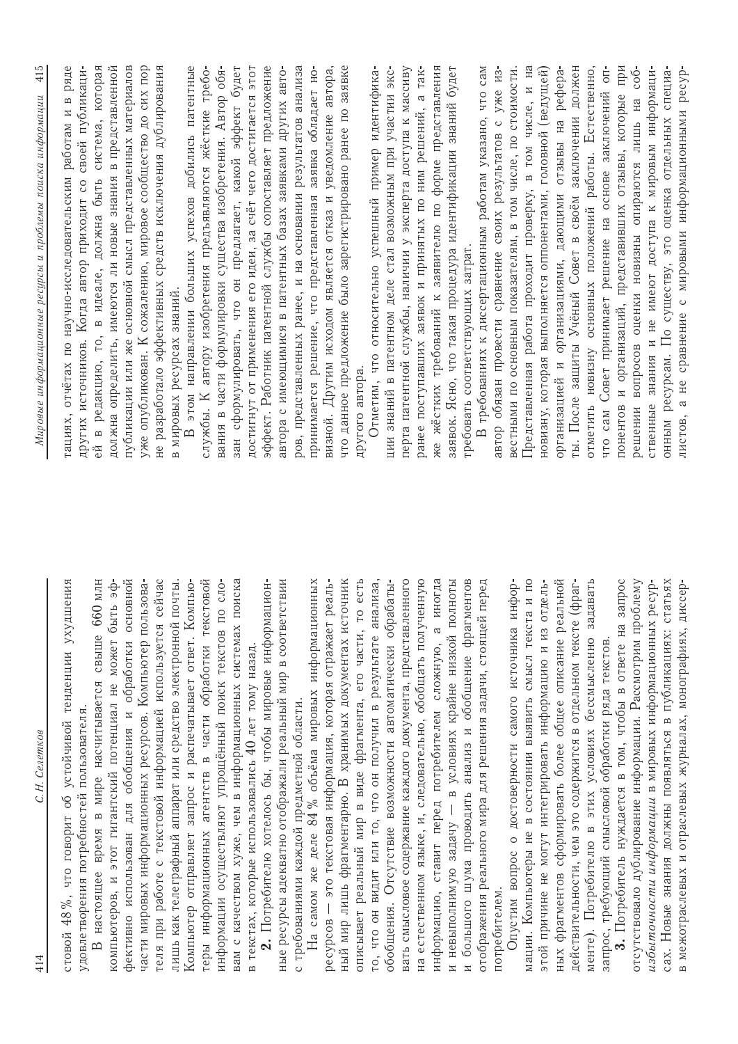стовой 48 %, что говорит об устойчивой тенденции ухудшения удовлетворения потребностей пользователя.

В настоящее время в мире насчитывается свыше 660 млн компьютеров, и этот гигантский потенциал не может быть эффективно использован для обобщения и обработки основной части мировых информационных ресурсов. Компьютер пользователя при работе с текстовой информацией используется сейчас лишь как телеграфный аппарат или средство электронной почты. Компьютер отправляет запрос и распечатывает ответ. Компьютеры информационных агентств в части обработки текстовой информации осуществляют упрощённый поиск текстов по словам с качеством хуже, чем в информационных системах поиска в текстах, которые использовались 40 лет тому назад.

**2.** Потребителю хотелось бы, чтобы мировые информационные ресурсы адекватно отображали реальный мир в соответствии с требованиями каждой предметной области.

На самом же деле 84 % объёма мировых информационных ресурсов — это текстовая информация, которая отражает реальный мир лишь фрагментарно. В хранимых документах источник описывает реальный мир в виде фрагмента, его части, то есть то, что он видит или то, что он получил в результате анализа, обобщения. Отсутствие возможности автоматически обрабатывать смысловое содержание каждого документа, представленного на естественном языке, и, следовательно, обобщать полученную информацию, ставит перед потребителем сложную, а иногда и невыполнимую задачу — в условиях крайне низкой полноты и большого шума проводить анализ и обобщение фрагментов отображения реального мира для решения задачи, стоящей перед потребителем.

Опустим вопрос о достоверности самого источника информации. Компьютеры не в состоянии выявить смысл текста и по этой причине не могут интегрировать информацию и из отдельных фрагментов сформировать более общее описание реальной действительности, чем это содержится в отдельном тексте (фрагменте). Потребителю в этих условиях бессмысленно задавать запрос, требующий смысловой обработки ряда текстов.

**3.** Потребитель нуждается в том, чтобы в ответе на запрос отсутствовало дублирование информации. Рассмотрим проблему *избыточности информации* в мировых информационных ресурсах. Новые знания должны появляться в публикациях: статьях в межотраслевых и отраслевых журналах, монографиях, диссертациях, отчётах по научно-исследовательским работам и в ряде других источников. Когда автор приходит со своей публикацией в редакцию, то, в идеале, должна быть система, которая должна определить, имеются ли новые знания в представленной публикации или же основной смысл представленных материалов уже опубликован. К сожалению, мировое сообщество до сих пор не разработало эффективных средств исключения дублирования в мировых ресурсах знаний.

В этом направлении больших успехов добились патентные службы. К автору изобретения предъявляются жёсткие требования в части формулировки существа изобретения. Автор обязан сформулировать, что он предлагает, какой эффект будет достигнут от применения его идеи, за счёт чего достигается этот эффект. Работник патентной службы сопоставляет предложение автора с имеющимися в патентных базах заявками других авторов, представленных ранее, и на основании результатов анализа принимается решение, что представленная заявка обладает новизной. Другим исходом является отказ и уведомление автора, что данное предложение было зарегистрировано ранее по заявке другого автора.

Отметим, что относительно успешный пример идентификации знаний в патентном деле стал возможным при участии эксперта патентной службы, наличии у эксперта доступа к массиву ранее поступавших заявок и принятых по ним решений, а также жёстких требований к заявителю по форме представления заявок. Ясно, что такая процедура идентификации знаний будет требовать соответствующих затрат.

В требованиях к диссертационным работам указано, что сам автор обязан провести сравнение своих результатов с уже известными по основным показателям, в том числе, по стоимости. Представленная работа проходит проверку, в том числе, и на новизну, которая выполняется оппонентами, головной (ведущей) организацией и организациями, дающими отзывы на реферат. После защиты Учёный Совет в своём заключении должен отметить новизну основных положений работы. Естественно, что сам Совет принимает решение на основе заключений оппонентов и организаций, представивших отзывы, которые при решении вопросов оценки новизны опираются лишь на собственные знания и не имеют доступа к мировым информационным ресурсам. По существу, это оценка отдельных специалистов, а не сравнение с мировыми информационными ресур-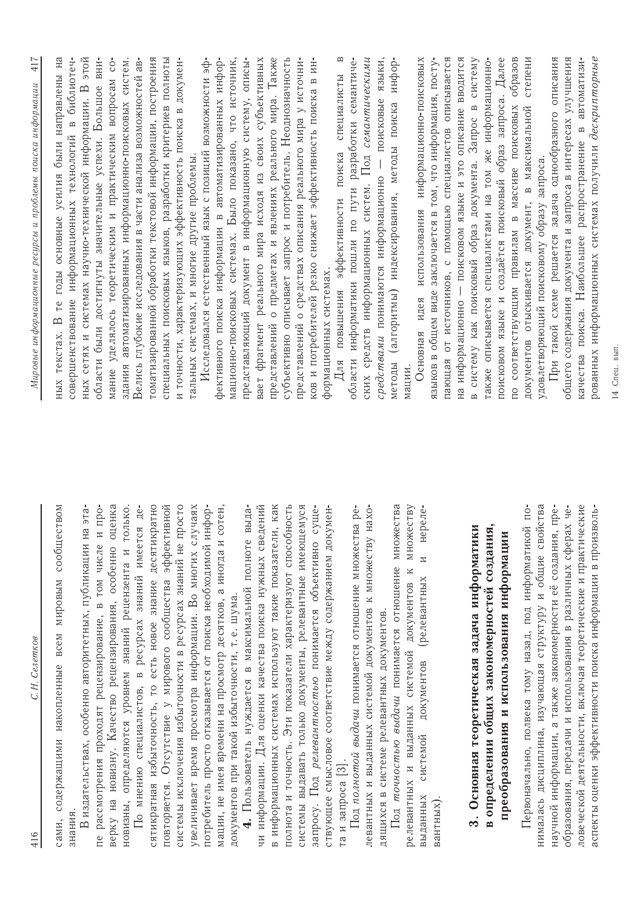сами, содержащими накопленные всем мировым сообществом знания.

В издательствах, особенно авторитетных, публикации на этапе рассмотрения проходят рецензирование, в том числе и проверку на новизну. Качество рецензирования, особенно оценка новизны, определяются уровнем знаний рецензента и только.

По мнению специалистов, в ресурсах знаний имеется десятикратная избыточность, то есть новое знание десятикратно повторяется. Отсутствие у мирового сообщества эффективной системы исключения избыточности в ресурсах знаний не просто увеличивает время просмотра информации. Во многих случаях потребитель просто отказывается от поиска необходимой информации, не имея времени на просмотр десятков, а иногда и сотен, документов при такой избыточности, т. е. шума.

**4.** Пользователь нуждается в максимальной полноте выдачи информации. Для оценки качества поиска нужных сведений в информационных системах используют такие показатели, как полнота и точность. Эти показатели характеризуют способность системы выдавать только документы, релевантные имеющемуся запросу. Под *релевантностью* понимается объективно существующее смысловое соответствие между содержанием документа и запроса [3].

Под *полнотой выдачи* понимается отношение множества релевантных и выданных системой документов к множеству находящихся в системе релевантных документов.

Под *точностью выдачи* понимается отношение множества релевантных и выданных системой документов к множеству выданных системой документов (релевантных и нерелевантных).

## 3. Основная теоретическая задача информатики в определении общих закономерностей создания, преобразования и использования информации

Первоначально, полвека тому назад, под информатикой понималась дисциплина, изучающая структуру и общие свойства научной информации, а также закономерности её создания, преобразования, передачи и использования в различных сферах человеческой деятельности, включая теоретические и практические аспекты оценки эффективности поиска информации в произвольных текстах. В те годы основные усилия были направлены на совершенствование информационных технологий в библиотечных сетях и системах научно-технической информации. В этой области были достигнуты значительные успехи. Большое внимание уделялось теоретическим и практическим вопросам создания автоматизированных информационно-поисковых систем. Велись глубокие исследования в части анализа возможностей автоматизированной обработки текстовой информации, построения специальных поисковых языков, разработки критериев полноты и точности, характеризующих эффективность поиска в документальных системах, и многие другие проблемы.

Исследовался естественный язык с позиций возможности эффективного поиска информации в автоматизированных информационно-поисковых системах. Было показано, что источник, представляющий документ в информационную систему, описывает фрагмент реального мира исходя из своих субъективных представлений о предметах и явлениях реального мира. Также субъективно описывает запрос и потребитель. Неоднозначность представлений о средствах описания реального мира у источников и потребителей резко снижает эффективность поиска в информационных системах.

Для повышения эффективности поиска специалисты в области информатики пошли по пути разработки семантических средств информационных систем. Под *семантическими средствами* понимаются информационно — поисковые языки, методы (алгоритмы) индексирования, методы поиска информации.

Основная идея использования информационно-поисковых языков в общем виде заключается в том, что информация, поступающая от источников, с помощью специалистов описывается на информационно — поисковом языке и это описание вводится в систему как поисковый образ документа. Запрос в систему также описывается специалистами на том же информационно-поисковом языке и создаётся поисковый образ запроса. Далее по соответствующим правилам в массиве поисковых образов документов отыскивается документ, в максимальной степени удовлетворяющий поисковому образу запроса.

При такой схеме решается задача однообразного описания общего содержания документа и запроса в интересах улучшения качества поиска. Наибольшее распространение в автоматизированных информационных системах получили *дескрипторные*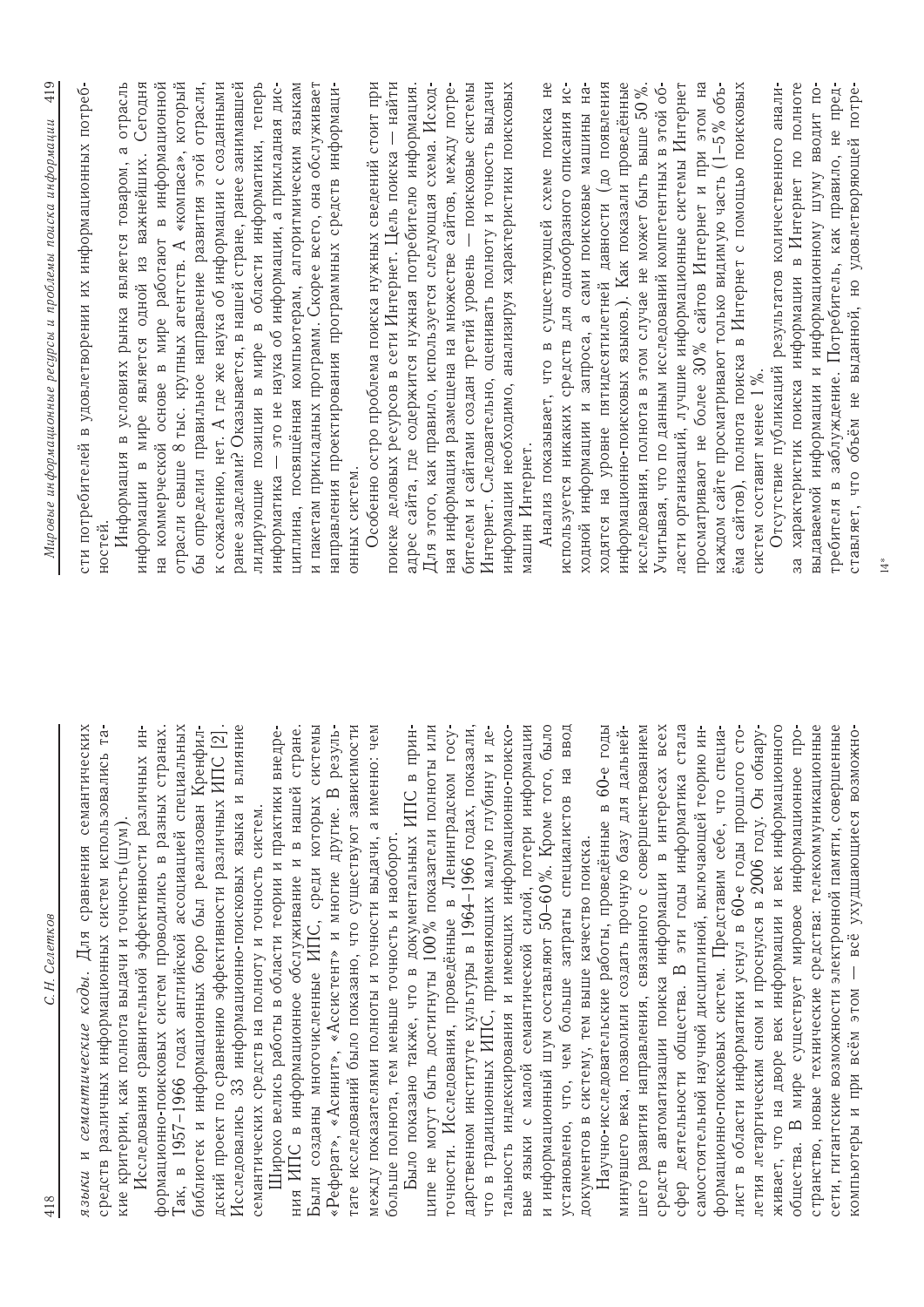*языки* и *семантические коды*. Для сравнения семантических средств различных информационных систем использовались такие критерии, как полнота выдачи и точность (шум).

Исследования сравнительной эффективности различных информационно-поисковых систем проводились в разных странах. Так, в 1957–1966 годах английской ассоциацией специальных библиотек и информационных бюро был реализован Крэнфилдский проект по сравнению эффективности различных ИПС [2]. Исследовались 33 информационно-поисковых языка и влияние семантических средств на полноту и точность систем.

Широко велись работы в области теории и практики внедрения ИПС в информационное обслуживание и в нашей стране. Были созданы многочисленные ИПС, среди которых системы «Реферат», «Асинит», «Ассистент» и многие другие. В результате исследований было показано, что существуют зависимости между показателями полноты и точности выдачи, а именно: чем больше полнота, тем меньше точность и наоборот.

Было показано также, что в документальных ИПС в принципе не могут быть достигнуты 100% показатели полноты или точности. Исследования, проведённые в Ленинградском государственном институте культуры в 1964–1966 годах, показали, что в традиционных ИПС, применяющих малую глубину и детальность индексирования и имеющих информационно-поисковые языки с малой семантической силой, потери информации и информационный шум составляют 50–60%. Кроме того, было установлено, что, чем больше затраты специалистов на ввод документов в систему, тем выше качество поиска.

Научно-исследовательские работы, проведённые в 60-е годы минувшего века, позволили создать прочную базу для дальнейшего развития направления, связанного с совершенствованием средств автоматизации поиска информации в интересах всех сфер деятельности общества. В эти годы информатика стала самостоятельной научной дисциплиной, включающей теорию информационно-поисковых систем. Представим себе, что специалист в области информатики уснул в 60-е годы прошлого столетия летаргическим сном и проснулся в 2006 году. Он обнаруживает, что на дворе век информации и век информационного общества. В мире существует мировое информационное пространство, новые технические средства: телекоммуникационные сети, гигантские возможности электронной памяти, совершенные компьютеры и при всём этом — всё ухудшающиеся возможности потребителей в удовлетворении их информационных потребностей.

Информация в условиях рынка является товаром, а отрасль информации в мире является одной из важнейших. Сегодня на коммерческой основе в мире работают в информационной отрасли свыше 8 тыс. крупных агентств. А «компаса», который бы определил правильное направление развития этой отрасли, к сожалению, нет. А где же наука об информации с созданными ранее заделами? Оказывается, в нашей стране, ранее занимавшей лидирующие позиции в мире в области информатики, теперь информатика — это не наука об информации, а прикладная дисциплина, посвящённая компьютерам, алгоритмическим языкам и пакетам прикладных программ. Скорее всего, она обслуживает направления проектирования программных средств информационных систем.

Особенно остро проблема поиска нужных сведений стоит при поиске деловых ресурсов в сети Интернет. Цель поиска — найти адрес сайта, где содержится нужная потребителю информация. Для этого, как правило, используется следующая схема. Исходная информация размещена на множестве сайтов, между потребителем и сайтами создан третий уровень — поисковые системы Интернет. Следовательно, оценивать полноту и точность выдачи информации необходимо, анализируя характеристики поисковых машин Интернет.

Анализ показывает, что в существующей схеме поиска не используется никаких средств для однообразного описания исходной информации и запроса, а сами поисковые машины находятся на уровне пятидесятилетней давности (до появления информационно-поисковых языков.) Как показали проведённые исследования, полнота в этом случае не может быть выше 50%. Учитывая, что по данным исследований компетентных в этой области организаций, лучшие информационные системы Интернет просматривают не более 30% сайтов Интернет и при этом на каждом сайте просматривают только видимую часть (1–5% объёма сайтов), полнота поиска в Интернет с помощью поисковых систем составит менее 1%.

Отсутствие публикаций результатов количественного анализа характеристик поиска информации в Интернет по полноте выдаваемой информации и информационному шуму вводит потребителя в заблуждение. Потребитель, как правило, не представляет, что объём не выданной, но удовлетворяющей потре-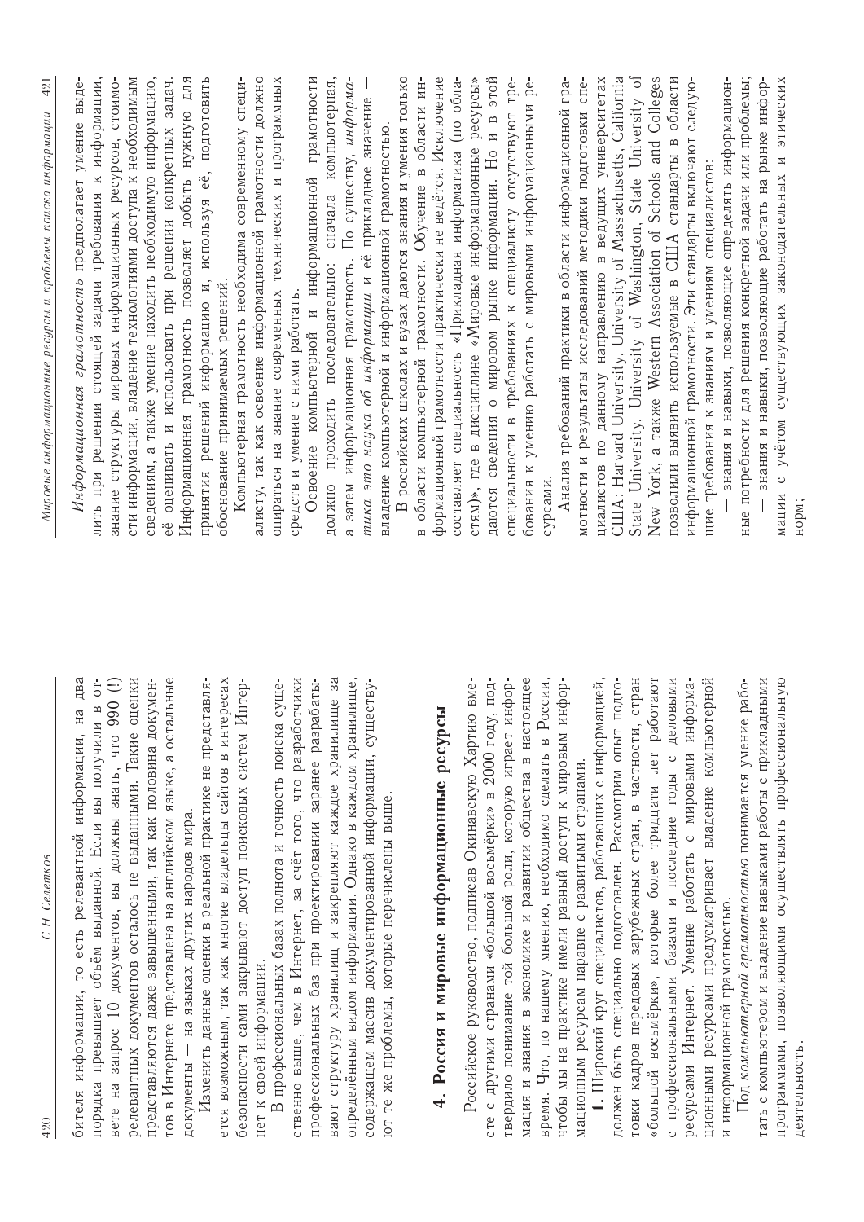бителя информации, то есть релевантной информации, на два порядка превышает объём выданной. Если вы получили в ответе на запрос 10 документов, вы должны знать, что 990 (!) релевантных документов осталось не выданными. Такие оценки представляются даже завышенными, так как половина документов в Интернете представлена на английском языке, а остальные документы — на языках других народов мира.

Изменить данные оценки в реальной практике не представляется возможным, так как многие владельцы сайтов в интересах безопасности сами закрывают доступ поисковых систем Интернет к своей информации.

В профессиональных базах полнота и точность поиска существенно выше, чем в Интернет, за счёт того, что разработчики профессиональных баз при проектировании заранее разрабатывают структуру хранилищ и закрепляют каждое хранилище за определённым видом информации. Однако в каждом хранилище, содержащем массив документированной информации, существуют те же проблемы, которые перечислены выше.

## 4. Россия и мировые информационные ресурсы

Российское руководство, подписав Окинавскую Хартию вместе с другими странами «большой восьмёрки» в 2000 году, подтвердило понимание той большой роли, которую играет информация и знания в экономике и развитии общества в настоящее время. Что, по нашему мнению, необходимо сделать в России, чтобы мы на практике имели равный доступ к мировым информационным ресурсам наравне с развитыми странами.

**1.** Широкий круг специалистов, работающих с информацией, должен быть специально подготовлен. Рассмотрим опыт подготовки кадров передовых зарубежных стран, в частности, стран «большой восьмёрки», которые более тридцати лет работают с профессиональными базами и последние годы с деловыми ресурсами Интернет. Умение работать с мировыми информационными ресурсами предусматривает владение компьютерной и информационной грамотностью.

Под *компьютерной грамотностью* понимается умение работать с компьютером и владение навыками работы с прикладными программами, позволяющими осуществлять профессиональную деятельность.

*Информационная грамотность* предполагает умение выделить при решении стоящей задачи требования к информации, знание структуры мировых информационных ресурсов, стоимости информации, владение технологиями доступа к необходимым сведениям, а также умение находить необходимую информацию, её оценивать и использовать при решении конкретных задач. Информационная грамотность позволяет добыть нужную для принятия решений информацию и, используя её, подготовить обоснование принимаемых решений.

Компьютерная грамотность необходима современному специалисту, так как освоение информационной грамотности должно опираться на знание современных технических и программных средств и умение с ними работать.

Освоение компьютерной и информационной грамотности должно проходить последовательно: сначала компьютерная, а затем информационная грамотность. По существу, *информатика это наука об информации* и её прикладное значение — владение компьютерной и информационной грамотностью.

В российских школах и вузах даются знания и умения только в области компьютерной грамотности. Обучение в области информационной грамотности практически не ведётся. Исключение составляет специальность «Прикладная информатика (по областям)», где в дисциплине «Мировые информационные ресурсы» даются сведения о мировом рынке информации. Но и в этой специальности в требованиях к специалисту отсутствуют требования к умению работать с мировыми информационными ресурсами.

Анализ требований практики в области информационной грамотности и результаты исследований методики подготовки специалистов по данному направлению в ведущих университетах США: Harvard University, University of Massachusetts, California State University, University of Washington, State University of New York, а также Western Association of Schools and Colleges позволили выявить используемые в США стандарты в области информационной грамотности. Эти стандарты включают следующие требования к знаниям и умениям специалистов:

— знания и навыки, позволяющие определять информационные потребности для решения конкретной задачи или проблемы;

— знания и навыки, позволяющие работать на рынке информации с учётом существующих законодательных и этических норм;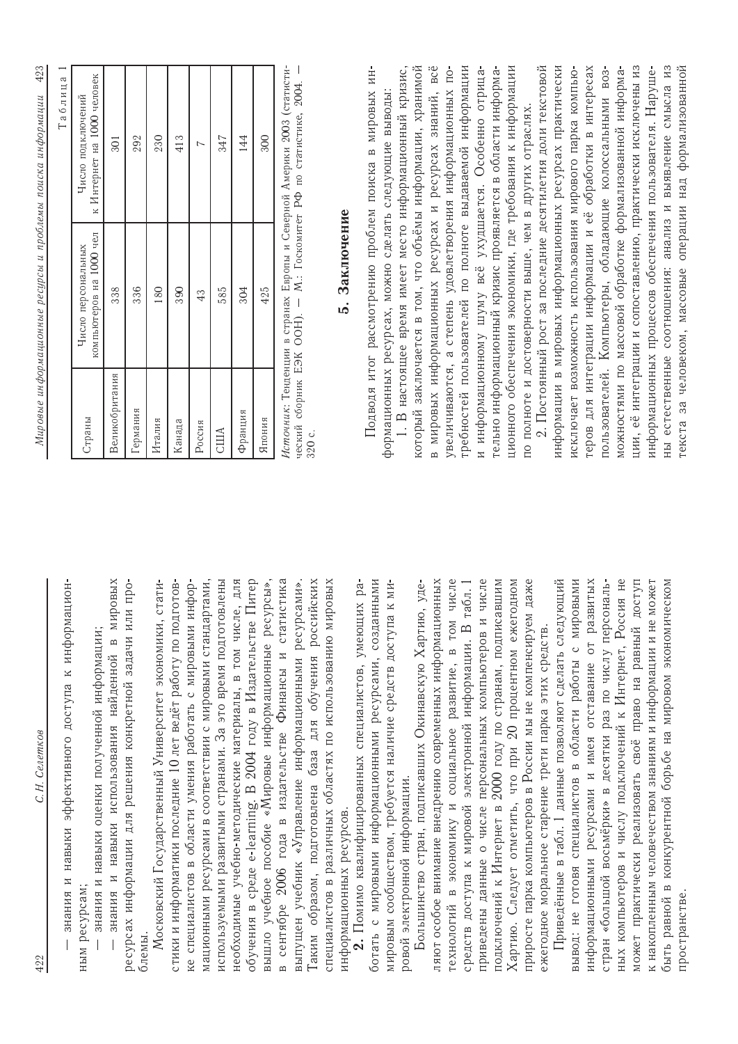— знания и навыки эффективного доступа к информационным ресурсам;

— знания и навыки оценки полученной информации;

— знания и навыки использования найденной в мировых ресурсах информации для решения конкретной задачи или проблемы.

Московский Государственный Университет экономики, статистики и информатики последние 10 лет ведёт работу по подготовке специалистов в области умения работать с мировыми информационными ресурсами в соответствии с мировыми стандартами, используемыми развитыми странами. За это время подготовлены необходимые учебно-методические материалы, в том числе, для обучения в среде e-learning. В 2004 году в Издательстве Питер вышло учебное пособие «Мировые информационные ресурсы», в сентябре 2006 года в издательстве Финансы и статистика выпущен учебник «Управление информационными ресурсами». Таким образом, подготовлена база для обучения российских специалистов в различных областях по использованию мировых информационных ресурсов.

**2.** Помимо квалифицированных специалистов, умеющих работать с мировыми информационными ресурсами, созданными мировым сообществом, требуется наличие средств доступа к мировой электронной информации.

Большинство стран, подписавших Окинавскую Хартию, уделяют особое внимание внедрению современных информационных технологий в экономику и социальное развитие, в том числе средств доступа к мировой электронной информации. В табл. 1 приведены данные о числе персональных компьютеров и числе подключений к Интернет в 2000 году по странам, подписавшим Хартию. Следует отметить, что при 20 процентном ежегодном приросте парка компьютеров в России мы не компенсируем даже ежегодное моральное старение трети парка этих средств.

Приведённые в табл. 1 данные позволяют сделать следующий вывод: не готовя специалистов в области работы с мировыми информационными ресурсами и имея отставание от развитых стран «большой восьмёрки» в десятки раз по числу персональных компьютеров и числу подключений к Интернет, Россия не может практически реализовать своё право на равный доступ к накопленным человечеством знаниям и информации и не может быть равной в конкурентной борьбе на мировом экономическом пространстве.

Таблица 1

| Страны | Число персональных компьютеров на 1000 чел | Число подключений к Интернет на 1000 человек |
|---|---|---|
| Великобритания | 338 | 301 |
| Германия | 336 | 292 |
| Италия | 180 | 230 |
| Канада | 390 | 413 |
| Россия | 43 | 7 |
| США | 585 | 347 |
| Франция | 304 | 144 |
| Япония | 425 | 300 |

*Источник:* Тенденции в странах Европы и Северной Америки 2003 (статистический сборник ЕЭК ООН). — М.: Госкомитет РФ по статистике, 2004. — 320 с.

## 5. Заключение

Подводя итог рассмотрению проблем поиска в мировых информационных ресурсах, можно сделать следующие выводы:

1. В настоящее время имеет место информационный кризис, который заключается в том, что объёмы информации, хранимой в мировых информационных ресурсах и ресурсах знаний, всё увеличиваются, а степень удовлетворения информационных потребностей пользователей по полноте выдаваемой информации и информационному шуму всё ухудшается. Особенно отрицательно информационный кризис проявляется в области информационного обеспечения экономики, где требования к информации по полноте и достоверности выше, чем в других отраслях.

2. Постоянный рост за последние десятилетия доли текстовой информации в мировых информационных ресурсах практически исключает возможность использования мирового парка компьютеров для интеграции информации и её обработки в интересах пользователей. Компьютеры, обладающие колоссальными возможностями по массовой обработке формализованной информации, её интеграции и сопоставлению, практически исключены из информационных процессов обеспечения пользователя. Нарушены естественные соотношения: анализ и выявление смысла из текста за человеком, массовые операции над формализованной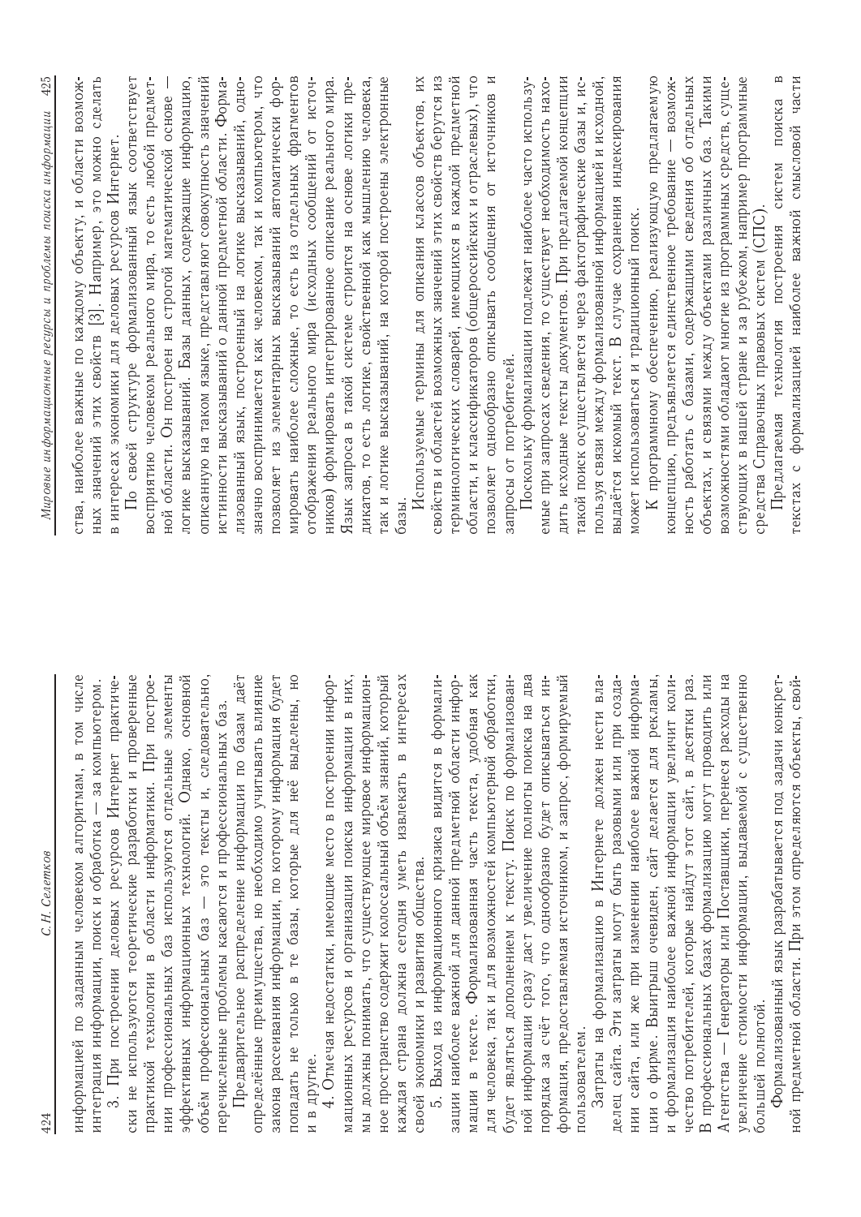информацией по заданным человеком алгоритмам, в том числе интеграция информации, поиск и обработка — за компьютером.

3. При построении деловых ресурсов Интернет практически не используются теоретические разработки и проверенные практикой технологии в области информатики. При построении профессиональных баз используются отдельные элементы эффективных информационных технологий. Однако, основной объём профессиональных баз — это тексты и, следовательно, перечисленные проблемы касаются и профессиональных баз.

Предварительное распределение информации по базам даёт определённые преимущества, но необходимо учитывать влияние закона рассеивания информации, по которому информация будет попадать не только в те базы, которые для неё выделены, но и в другие.

4. Отмечая недостатки, имеющие место в построении информационных ресурсов и организации поиска информации в них, мы должны понимать, что существующее мировое информационное пространство содержит колоссальный объём знаний, который каждая страна должна сегодня уметь извлекать в интересах своей экономики и развития общества.

5. Выход из информационного кризиса видится в формализации наиболее важной для данной предметной области информации в тексте. Формализованная часть текста, удобная как для человека, так и для возможностей компьютерной обработки, будет являться дополнением к тексту. Поиск по формализованной информации сразу даст увеличение полноты поиска на два порядка за счёт того, что однообразно будет описываться информация, предоставляемая источником, и запрос, формируемый пользователем.

Затраты на формализацию в Интернете должен нести владелец сайта. Эти затраты могут быть разовыми или при создании сайта, или же при изменении наиболее важной информации о фирме. Выигрыш очевиден, сайт делается для рекламы, и формализация наиболее важной информации увеличит количество потребителей, которые найдут этот сайт, в десятки раз. В профессиональных базах формализацию могут проводить или Агентства — Генераторы или Поставщики, перенеся расходы на увеличение стоимости информации, выдаваемой с существенно большей полнотой.

Формализованный язык разрабатывается под задачи конкретной предметной области. При этом определяются объекты, свойства, наиболее важные по каждому объекту, и области возможных значений этих свойств [3]. Например, это можно сделать в интересах экономики для деловых ресурсов Интернет.

По своей структуре формализованный язык соответствует восприятию человеком реального мира, то есть любой предметной области. Он построен на строгой математической основе — логике высказываний. Базы данных, содержащие информацию, описанную на таком языке, представляют совокупность значений истинности высказываний о данной предметной области. Формализованный язык, построенный на логике высказываний, однозначно воспринимается как человеком, так и компьютером, что позволяет из элементарных высказываний автоматически формировать наиболее сложные, то есть из отдельных фрагментов отображения реального мира (исходных сообщений от источников) формировать интегрированное описание реального мира. Язык запроса в такой системе строится на основе логики предикатов, то есть логике, свойственной как мышлению человека, так и логике высказываний, на которой построены электронные базы.

Используемые термины для описания классов объектов, их свойств и областей возможных значений этих свойств берутся из терминологических словарей, имеющихся в каждой предметной области, и классификаторов (общероссийских и отраслевых), что позволяет однообразно описывать сообщения от источников и запросы от потребителей.

Поскольку формализации подлежат наиболее часто используемые при запросах сведения, то существует необходимость находить исходные тексты документов. При предлагаемой концепции такой поиск осуществляется через фактографические базы и, используя связи между формализованной информацией и исходной, выдаётся искомый текст. В случае сохранения индексирования может использоваться и традиционный поиск.

К программному обеспечению, реализующую предлагаемую концепцию, предъявляется единственное требование — возможность работать с базами, содержащими сведения об отдельных объектах, и связями между объектами различных баз. Такими возможностями обладают многие из программных средств, существующих в нашей стране и за рубежом, например программные средства Справочных правовых систем (СПС).

Предлагаемая технология построения систем поиска в текстах с формализацией наиболее важной смысловой части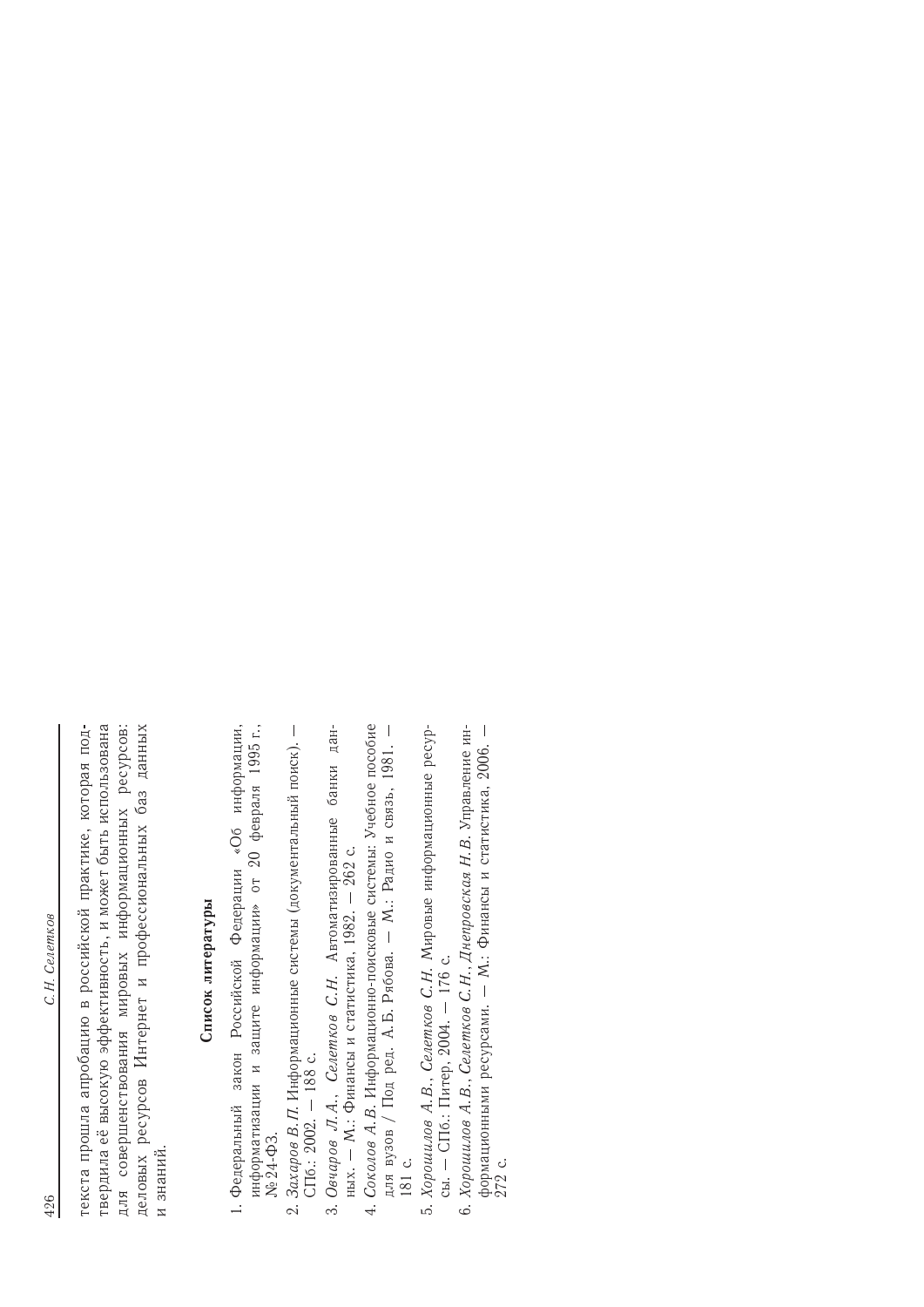текста прошла апробацию в российской практике, которая подтвердила её высокую эффективность, и может быть использована для совершенствования мировых информационных ресурсов: деловых ресурсов Интернет и профессиональных баз данных и знаний.

## Список литературы

1. Федеральный закон Российской Федерации «Об информации, информатизации и защите информации» от 20 февраля 1995 г., № 24-ФЗ.
2. *Захаров В.П.* Информационные системы (документальный поиск). — СПб.: 2002. — 188 с.
3. *Овчаров Л.А.*, *Селетков С.Н.* Автоматизированные банки данных. — М.: Финансы и статистика, 1982. — 262 с.
4. *Соколов А.В.* Информационно-поисковые системы: Учебное пособие для вузов / Под ред. А.Б. Рябова. — М.: Радио и связь, 1981. — 181 с.
5. *Хорошилов А.В.*, *Селетков С.Н.* Мировые информационные ресурсы. — СПб.: Питер, 2004. — 176 с.
6. *Хорошилов А.В.*, *Селетков С.Н.*, *Днепровская Н.В.* Управление информационными ресурсами. — М.: Финансы и статистика, 2006. — 272 с.